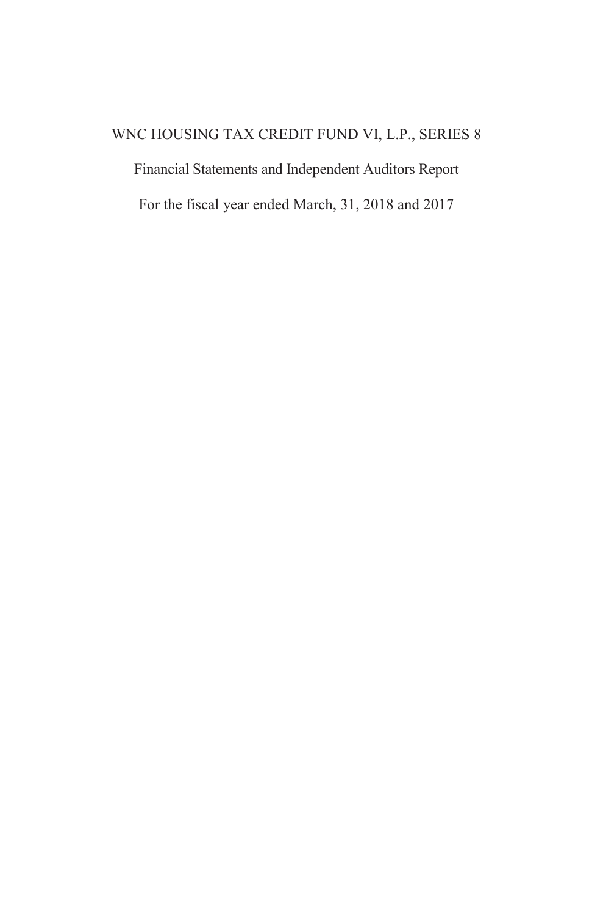WNC HOUSING TAX CREDIT FUND VI, L.P., SERIES 8

Financial Statements and Independent Auditors Report

For the fiscal year ended March, 31, 2018 and 2017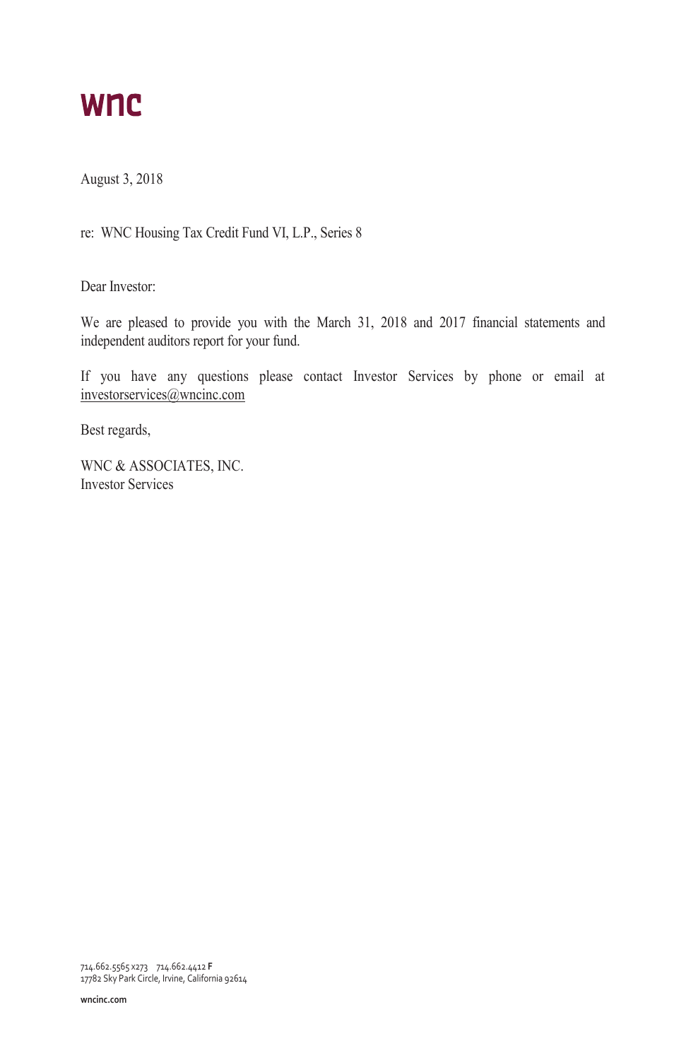wnc

August 3, 2018

re: WNC Housing Tax Credit Fund VI, L.P., Series 8

Dear Investor:

We are pleased to provide you with the March 31, 2018 and 2017 financial statements and independent auditors report for your fund.

If you have any questions please contact Investor Services by phone or email at investorservices@wncinc.com

Best regards,

WNC & ASSOCIATES, INC.
Investor Services

714.662.5565 x273    714.662.4412 **F**
17782 Sky Park Circle, Irvine, California 92614

**wncinc.com**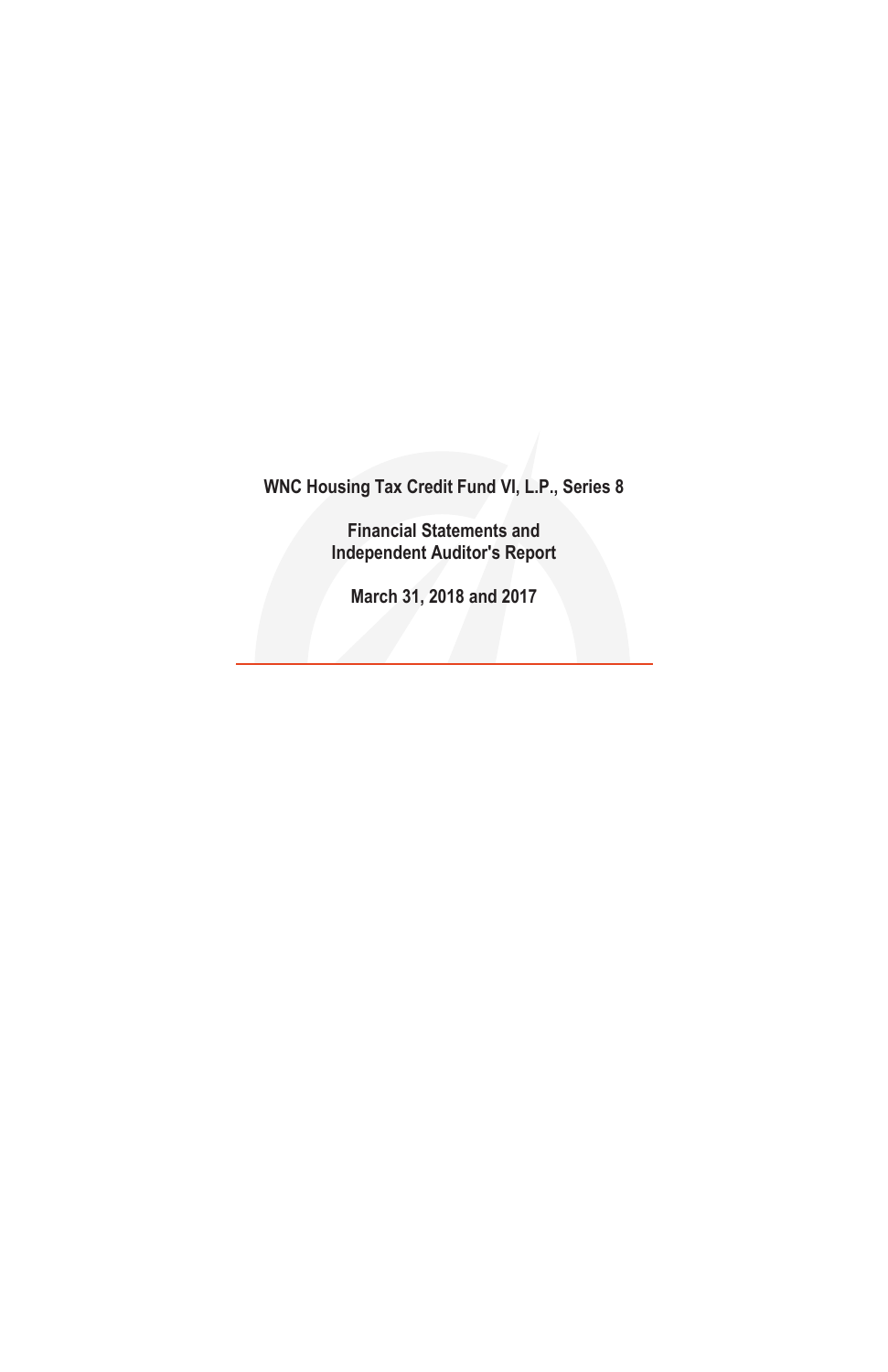**WNC Housing Tax Credit Fund VI, L.P., Series 8**

**Financial Statements and**
**Independent Auditor's Report**

**March 31, 2018 and 2017**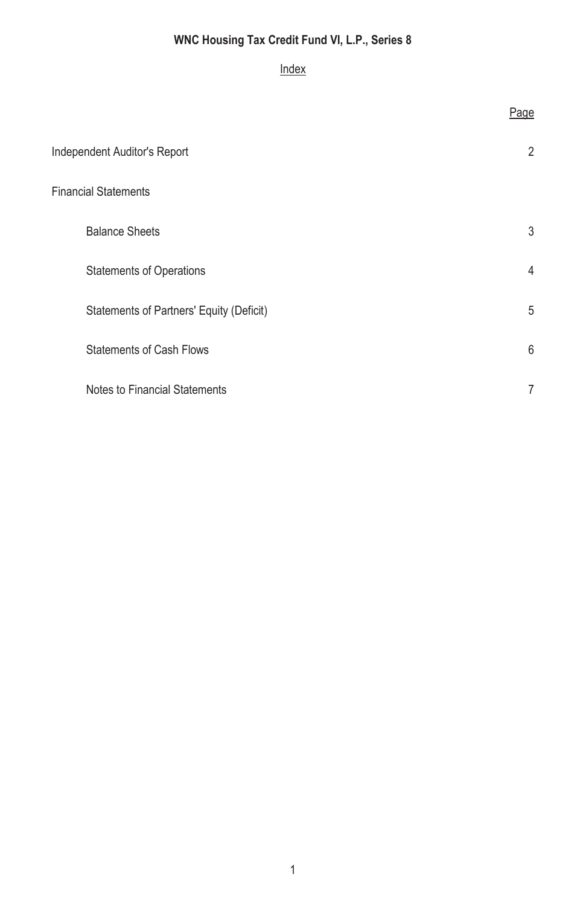**WNC Housing Tax Credit Fund VI, L.P., Series 8**

Index

| | Page |
|---|---|
| Independent Auditor's Report | 2 |
| Financial Statements | |
| Balance Sheets | 3 |
| Statements of Operations | 4 |
| Statements of Partners' Equity (Deficit) | 5 |
| Statements of Cash Flows | 6 |
| Notes to Financial Statements | 7 |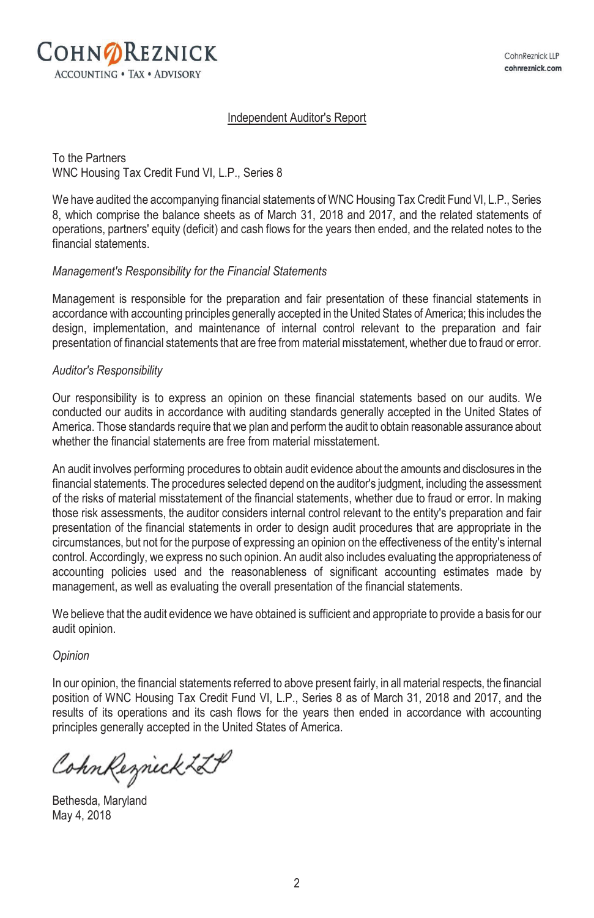# COHN REZNICK

ACCOUNTING • TAX • ADVISORY

CohnReznick LLP
cohnreznick.com

## Independent Auditor's Report

To the Partners
WNC Housing Tax Credit Fund VI, L.P., Series 8

We have audited the accompanying financial statements of WNC Housing Tax Credit Fund VI, L.P., Series 8, which comprise the balance sheets as of March 31, 2018 and 2017, and the related statements of operations, partners' equity (deficit) and cash flows for the years then ended, and the related notes to the financial statements.

*Management's Responsibility for the Financial Statements*

Management is responsible for the preparation and fair presentation of these financial statements in accordance with accounting principles generally accepted in the United States of America; this includes the design, implementation, and maintenance of internal control relevant to the preparation and fair presentation of financial statements that are free from material misstatement, whether due to fraud or error.

*Auditor's Responsibility*

Our responsibility is to express an opinion on these financial statements based on our audits. We conducted our audits in accordance with auditing standards generally accepted in the United States of America. Those standards require that we plan and perform the audit to obtain reasonable assurance about whether the financial statements are free from material misstatement.

An audit involves performing procedures to obtain audit evidence about the amounts and disclosures in the financial statements. The procedures selected depend on the auditor's judgment, including the assessment of the risks of material misstatement of the financial statements, whether due to fraud or error. In making those risk assessments, the auditor considers internal control relevant to the entity's preparation and fair presentation of the financial statements in order to design audit procedures that are appropriate in the circumstances, but not for the purpose of expressing an opinion on the effectiveness of the entity's internal control. Accordingly, we express no such opinion. An audit also includes evaluating the appropriateness of accounting policies used and the reasonableness of significant accounting estimates made by management, as well as evaluating the overall presentation of the financial statements.

We believe that the audit evidence we have obtained is sufficient and appropriate to provide a basis for our audit opinion.

*Opinion*

In our opinion, the financial statements referred to above present fairly, in all material respects, the financial position of WNC Housing Tax Credit Fund VI, L.P., Series 8 as of March 31, 2018 and 2017, and the results of its operations and its cash flows for the years then ended in accordance with accounting principles generally accepted in the United States of America.

CohnReznick LLP

Bethesda, Maryland
May 4, 2018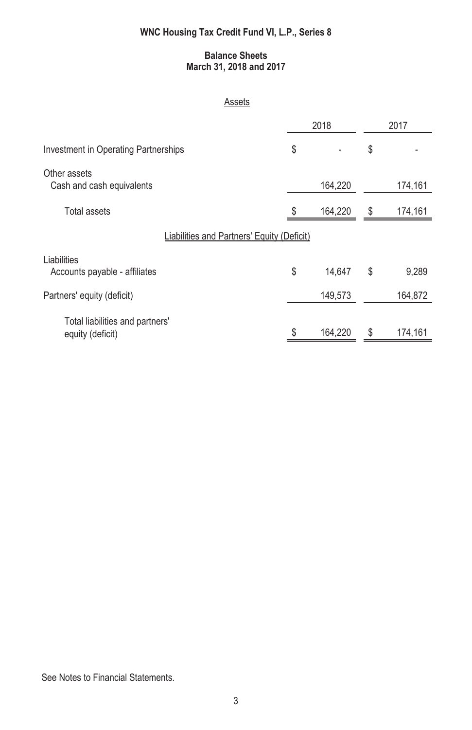# WNC Housing Tax Credit Fund VI, L.P., Series 8

## Balance Sheets
## March 31, 2018 and 2017

### Assets

| | 2018 | 2017 |
|---|---|---|
| Investment in Operating Partnerships | $ - | $ - |
| Other assets | | |
| Cash and cash equivalents | 164,220 | 174,161 |
| Total assets | $ 164,220 | $ 174,161 |
| **Liabilities and Partners' Equity (Deficit)** | | |
| Liabilities | | |
| Accounts payable - affiliates | $ 14,647 | $ 9,289 |
| Partners' equity (deficit) | 149,573 | 164,872 |
| Total liabilities and partners' equity (deficit) | $ 164,220 | $ 174,161 |

See Notes to Financial Statements.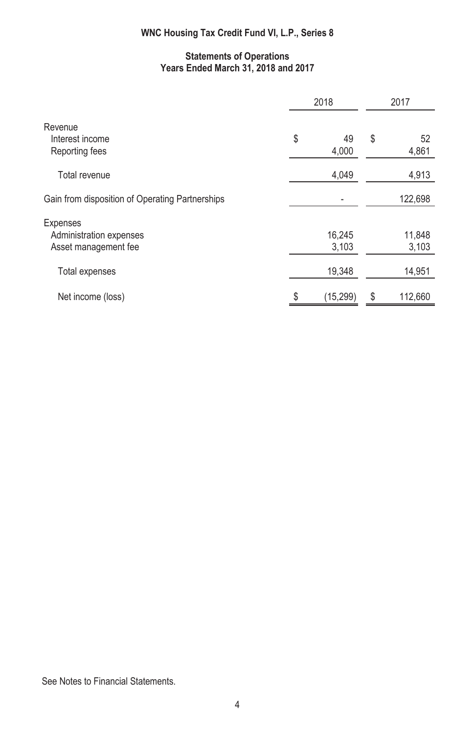# WNC Housing Tax Credit Fund VI, L.P., Series 8

## Statements of Operations
## Years Ended March 31, 2018 and 2017

| | 2018 | 2017 |
|---|---|---|
| Revenue | | |
| Interest income | $ 49 | $ 52 |
| Reporting fees | 4,000 | 4,861 |
| Total revenue | 4,049 | 4,913 |
| Gain from disposition of Operating Partnerships | - | 122,698 |
| Expenses | | |
| Administration expenses | 16,245 | 11,848 |
| Asset management fee | 3,103 | 3,103 |
| Total expenses | 19,348 | 14,951 |
| Net income (loss) | $ (15,299) | $ 112,660 |

See Notes to Financial Statements.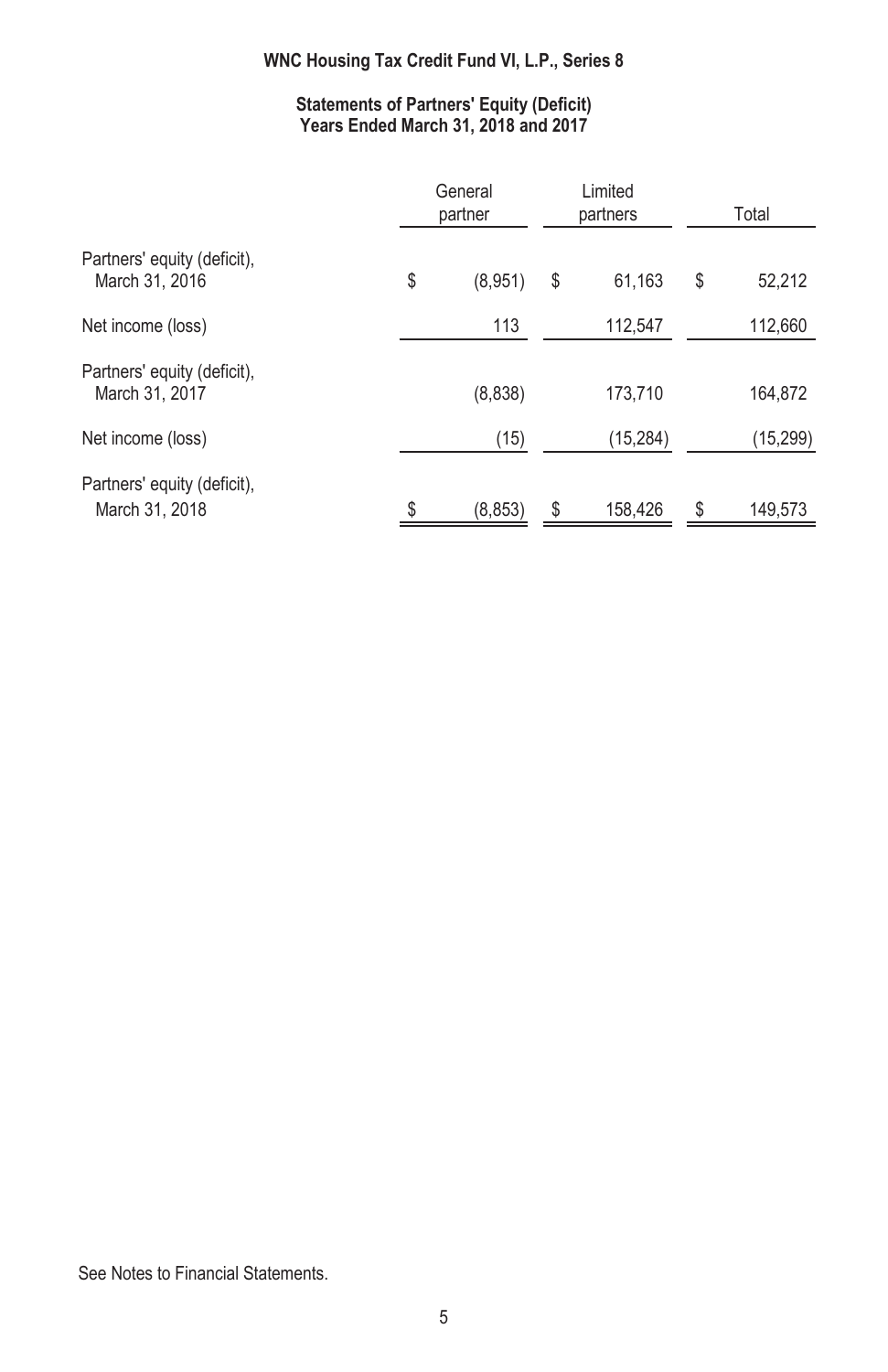# WNC Housing Tax Credit Fund VI, L.P., Series 8

## Statements of Partners' Equity (Deficit)
## Years Ended March 31, 2018 and 2017

| | General partner | Limited partners | Total |
|---|---|---|---|
| Partners' equity (deficit), March 31, 2016 | $ (8,951) | $ 61,163 | $ 52,212 |
| Net income (loss) | 113 | 112,547 | 112,660 |
| Partners' equity (deficit), March 31, 2017 | (8,838) | 173,710 | 164,872 |
| Net income (loss) | (15) | (15,284) | (15,299) |
| Partners' equity (deficit), March 31, 2018 | $ (8,853) | $ 158,426 | $ 149,573 |

See Notes to Financial Statements.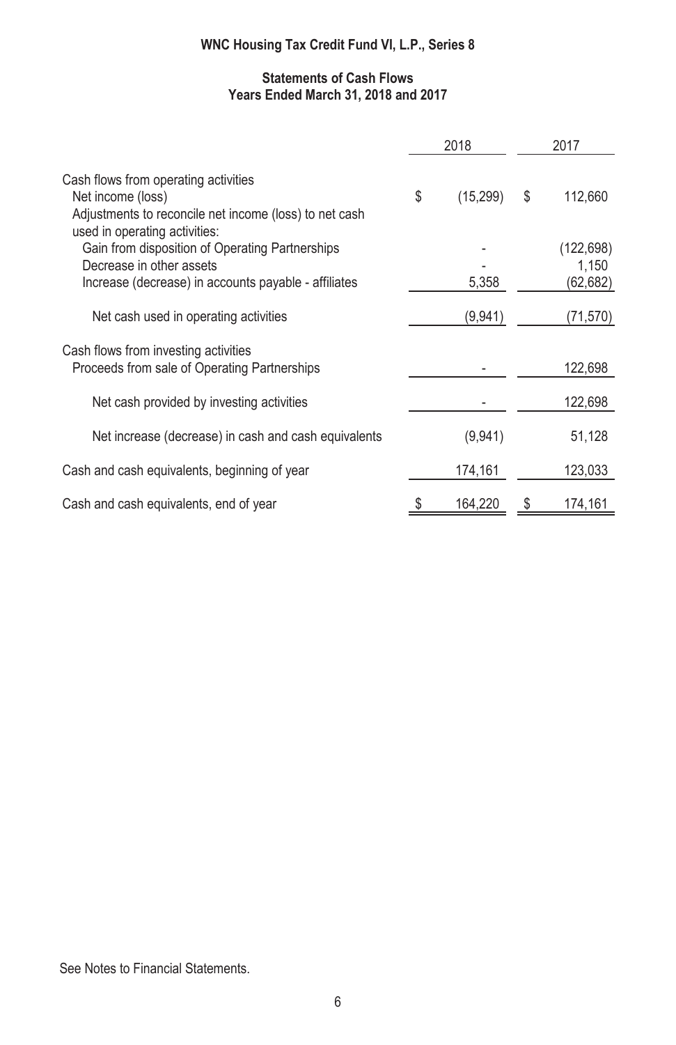**WNC Housing Tax Credit Fund VI, L.P., Series 8**

**Statements of Cash Flows**
**Years Ended March 31, 2018 and 2017**

| | 2018 | 2017 |
|---|---|---|
| Cash flows from operating activities | | |
| Net income (loss) | $ (15,299) | $ 112,660 |
| Adjustments to reconcile net income (loss) to net cash used in operating activities: | | |
| Gain from disposition of Operating Partnerships | - | (122,698) |
| Decrease in other assets | - | 1,150 |
| Increase (decrease) in accounts payable - affiliates | 5,358 | (62,682) |
| Net cash used in operating activities | (9,941) | (71,570) |
| Cash flows from investing activities | | |
| Proceeds from sale of Operating Partnerships | - | 122,698 |
| Net cash provided by investing activities | - | 122,698 |
| Net increase (decrease) in cash and cash equivalents | (9,941) | 51,128 |
| Cash and cash equivalents, beginning of year | 174,161 | 123,033 |
| Cash and cash equivalents, end of year | $ 164,220 | $ 174,161 |

See Notes to Financial Statements.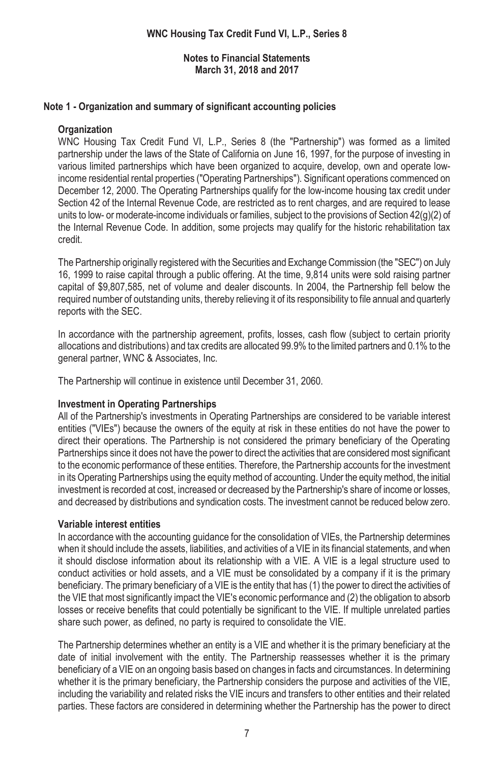**WNC Housing Tax Credit Fund VI, L.P., Series 8**

**Notes to Financial Statements**
**March 31, 2018 and 2017**

## Note 1 - Organization and summary of significant accounting policies

### Organization

WNC Housing Tax Credit Fund VI, L.P., Series 8 (the "Partnership") was formed as a limited partnership under the laws of the State of California on June 16, 1997, for the purpose of investing in various limited partnerships which have been organized to acquire, develop, own and operate low-income residential rental properties ("Operating Partnerships"). Significant operations commenced on December 12, 2000. The Operating Partnerships qualify for the low-income housing tax credit under Section 42 of the Internal Revenue Code, are restricted as to rent charges, and are required to lease units to low- or moderate-income individuals or families, subject to the provisions of Section 42(g)(2) of the Internal Revenue Code. In addition, some projects may qualify for the historic rehabilitation tax credit.

The Partnership originally registered with the Securities and Exchange Commission (the "SEC") on July 16, 1999 to raise capital through a public offering. At the time, 9,814 units were sold raising partner capital of $9,807,585, net of volume and dealer discounts. In 2004, the Partnership fell below the required number of outstanding units, thereby relieving it of its responsibility to file annual and quarterly reports with the SEC.

In accordance with the partnership agreement, profits, losses, cash flow (subject to certain priority allocations and distributions) and tax credits are allocated 99.9% to the limited partners and 0.1% to the general partner, WNC & Associates, Inc.

The Partnership will continue in existence until December 31, 2060.

### Investment in Operating Partnerships

All of the Partnership's investments in Operating Partnerships are considered to be variable interest entities ("VIEs") because the owners of the equity at risk in these entities do not have the power to direct their operations. The Partnership is not considered the primary beneficiary of the Operating Partnerships since it does not have the power to direct the activities that are considered most significant to the economic performance of these entities. Therefore, the Partnership accounts for the investment in its Operating Partnerships using the equity method of accounting. Under the equity method, the initial investment is recorded at cost, increased or decreased by the Partnership's share of income or losses, and decreased by distributions and syndication costs. The investment cannot be reduced below zero.

### Variable interest entities

In accordance with the accounting guidance for the consolidation of VIEs, the Partnership determines when it should include the assets, liabilities, and activities of a VIE in its financial statements, and when it should disclose information about its relationship with a VIE. A VIE is a legal structure used to conduct activities or hold assets, and a VIE must be consolidated by a company if it is the primary beneficiary. The primary beneficiary of a VIE is the entity that has (1) the power to direct the activities of the VIE that most significantly impact the VIE's economic performance and (2) the obligation to absorb losses or receive benefits that could potentially be significant to the VIE. If multiple unrelated parties share such power, as defined, no party is required to consolidate the VIE.

The Partnership determines whether an entity is a VIE and whether it is the primary beneficiary at the date of initial involvement with the entity. The Partnership reassesses whether it is the primary beneficiary of a VIE on an ongoing basis based on changes in facts and circumstances. In determining whether it is the primary beneficiary, the Partnership considers the purpose and activities of the VIE, including the variability and related risks the VIE incurs and transfers to other entities and their related parties. These factors are considered in determining whether the Partnership has the power to direct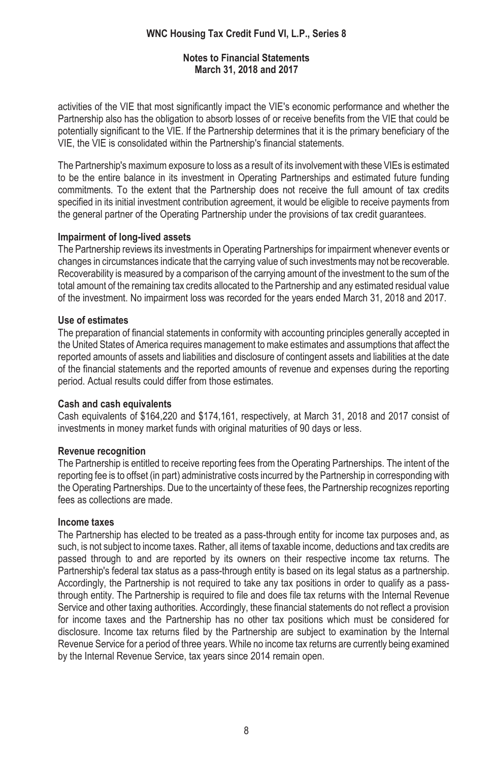activities of the VIE that most significantly impact the VIE's economic performance and whether the Partnership also has the obligation to absorb losses of or receive benefits from the VIE that could be potentially significant to the VIE. If the Partnership determines that it is the primary beneficiary of the VIE, the VIE is consolidated within the Partnership's financial statements.

The Partnership's maximum exposure to loss as a result of its involvement with these VIEs is estimated to be the entire balance in its investment in Operating Partnerships and estimated future funding commitments. To the extent that the Partnership does not receive the full amount of tax credits specified in its initial investment contribution agreement, it would be eligible to receive payments from the general partner of the Operating Partnership under the provisions of tax credit guarantees.

**Impairment of long-lived assets**

The Partnership reviews its investments in Operating Partnerships for impairment whenever events or changes in circumstances indicate that the carrying value of such investments may not be recoverable. Recoverability is measured by a comparison of the carrying amount of the investment to the sum of the total amount of the remaining tax credits allocated to the Partnership and any estimated residual value of the investment. No impairment loss was recorded for the years ended March 31, 2018 and 2017.

**Use of estimates**

The preparation of financial statements in conformity with accounting principles generally accepted in the United States of America requires management to make estimates and assumptions that affect the reported amounts of assets and liabilities and disclosure of contingent assets and liabilities at the date of the financial statements and the reported amounts of revenue and expenses during the reporting period. Actual results could differ from those estimates.

**Cash and cash equivalents**

Cash equivalents of $164,220 and $174,161, respectively, at March 31, 2018 and 2017 consist of investments in money market funds with original maturities of 90 days or less.

**Revenue recognition**

The Partnership is entitled to receive reporting fees from the Operating Partnerships. The intent of the reporting fee is to offset (in part) administrative costs incurred by the Partnership in corresponding with the Operating Partnerships. Due to the uncertainty of these fees, the Partnership recognizes reporting fees as collections are made.

**Income taxes**

The Partnership has elected to be treated as a pass-through entity for income tax purposes and, as such, is not subject to income taxes. Rather, all items of taxable income, deductions and tax credits are passed through to and are reported by its owners on their respective income tax returns. The Partnership's federal tax status as a pass-through entity is based on its legal status as a partnership. Accordingly, the Partnership is not required to take any tax positions in order to qualify as a pass-through entity. The Partnership is required to file and does file tax returns with the Internal Revenue Service and other taxing authorities. Accordingly, these financial statements do not reflect a provision for income taxes and the Partnership has no other tax positions which must be considered for disclosure. Income tax returns filed by the Partnership are subject to examination by the Internal Revenue Service for a period of three years. While no income tax returns are currently being examined by the Internal Revenue Service, tax years since 2014 remain open.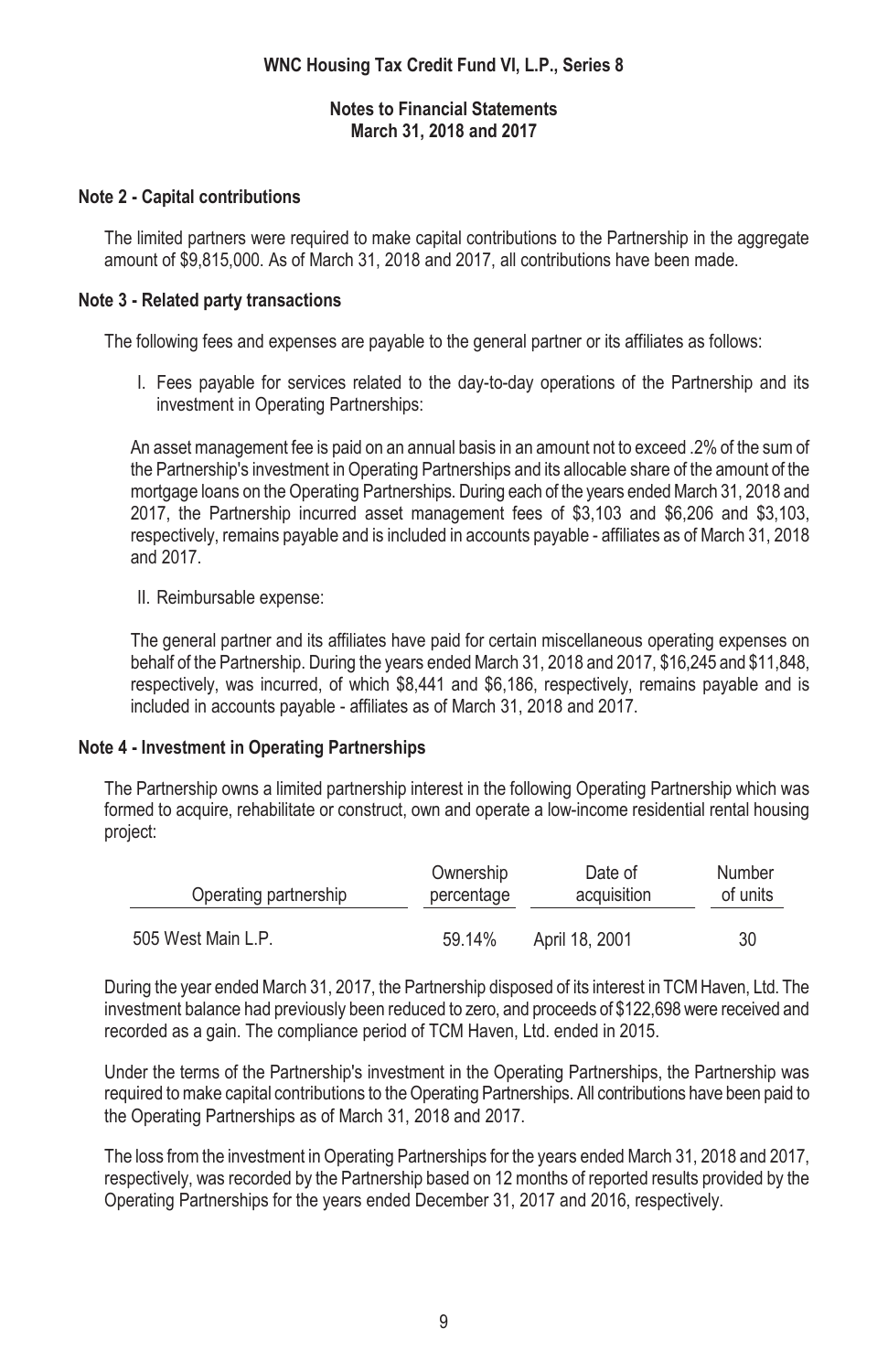# WNC Housing Tax Credit Fund VI, L.P., Series 8

## Notes to Financial Statements
## March 31, 2018 and 2017

### Note 2 - Capital contributions

The limited partners were required to make capital contributions to the Partnership in the aggregate amount of $9,815,000. As of March 31, 2018 and 2017, all contributions have been made.

### Note 3 - Related party transactions

The following fees and expenses are payable to the general partner or its affiliates as follows:

I. Fees payable for services related to the day-to-day operations of the Partnership and its investment in Operating Partnerships:

An asset management fee is paid on an annual basis in an amount not to exceed .2% of the sum of the Partnership's investment in Operating Partnerships and its allocable share of the amount of the mortgage loans on the Operating Partnerships. During each of the years ended March 31, 2018 and 2017, the Partnership incurred asset management fees of $3,103 and $6,206 and $3,103, respectively, remains payable and is included in accounts payable - affiliates as of March 31, 2018 and 2017.

II. Reimbursable expense:

The general partner and its affiliates have paid for certain miscellaneous operating expenses on behalf of the Partnership. During the years ended March 31, 2018 and 2017, $16,245 and $11,848, respectively, was incurred, of which $8,441 and $6,186, respectively, remains payable and is included in accounts payable - affiliates as of March 31, 2018 and 2017.

### Note 4 - Investment in Operating Partnerships

The Partnership owns a limited partnership interest in the following Operating Partnership which was formed to acquire, rehabilitate or construct, own and operate a low-income residential rental housing project:

| Operating partnership | Ownership percentage | Date of acquisition | Number of units |
|---|---|---|---|
| 505 West Main L.P. | 59.14% | April 18, 2001 | 30 |

During the year ended March 31, 2017, the Partnership disposed of its interest in TCM Haven, Ltd. The investment balance had previously been reduced to zero, and proceeds of $122,698 were received and recorded as a gain. The compliance period of TCM Haven, Ltd. ended in 2015.

Under the terms of the Partnership's investment in the Operating Partnerships, the Partnership was required to make capital contributions to the Operating Partnerships. All contributions have been paid to the Operating Partnerships as of March 31, 2018 and 2017.

The loss from the investment in Operating Partnerships for the years ended March 31, 2018 and 2017, respectively, was recorded by the Partnership based on 12 months of reported results provided by the Operating Partnerships for the years ended December 31, 2017 and 2016, respectively.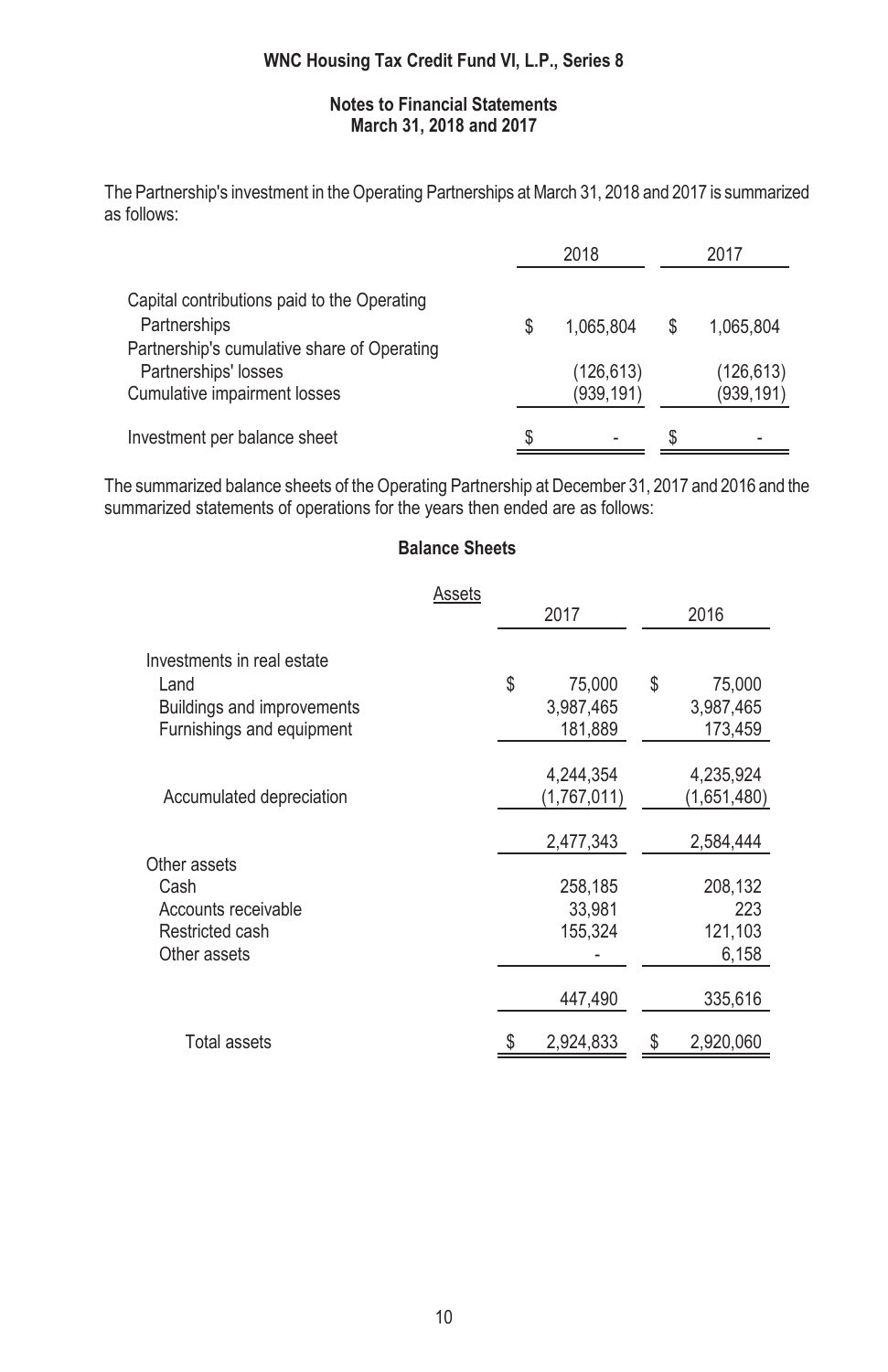**WNC Housing Tax Credit Fund VI, L.P., Series 8**

**Notes to Financial Statements**
**March 31, 2018 and 2017**

The Partnership's investment in the Operating Partnerships at March 31, 2018 and 2017 is summarized as follows:

| | 2018 | 2017 |
|---|---|---|
| Capital contributions paid to the Operating Partnerships | $ 1,065,804 | $ 1,065,804 |
| Partnership's cumulative share of Operating Partnerships' losses | (126,613) | (126,613) |
| Cumulative impairment losses | (939,191) | (939,191) |
| Investment per balance sheet | $ - | $ - |

The summarized balance sheets of the Operating Partnership at December 31, 2017 and 2016 and the summarized statements of operations for the years then ended are as follows:

**Balance Sheets**

| Assets | 2017 | 2016 |
|---|---|---|
| Investments in real estate | | |
| Land | $ 75,000 | $ 75,000 |
| Buildings and improvements | 3,987,465 | 3,987,465 |
| Furnishings and equipment | 181,889 | 173,459 |
| | 4,244,354 | 4,235,924 |
| Accumulated depreciation | (1,767,011) | (1,651,480) |
| | 2,477,343 | 2,584,444 |
| Other assets | | |
| Cash | 258,185 | 208,132 |
| Accounts receivable | 33,981 | 223 |
| Restricted cash | 155,324 | 121,103 |
| Other assets | - | 6,158 |
| | 447,490 | 335,616 |
| Total assets | $ 2,924,833 | $ 2,920,060 |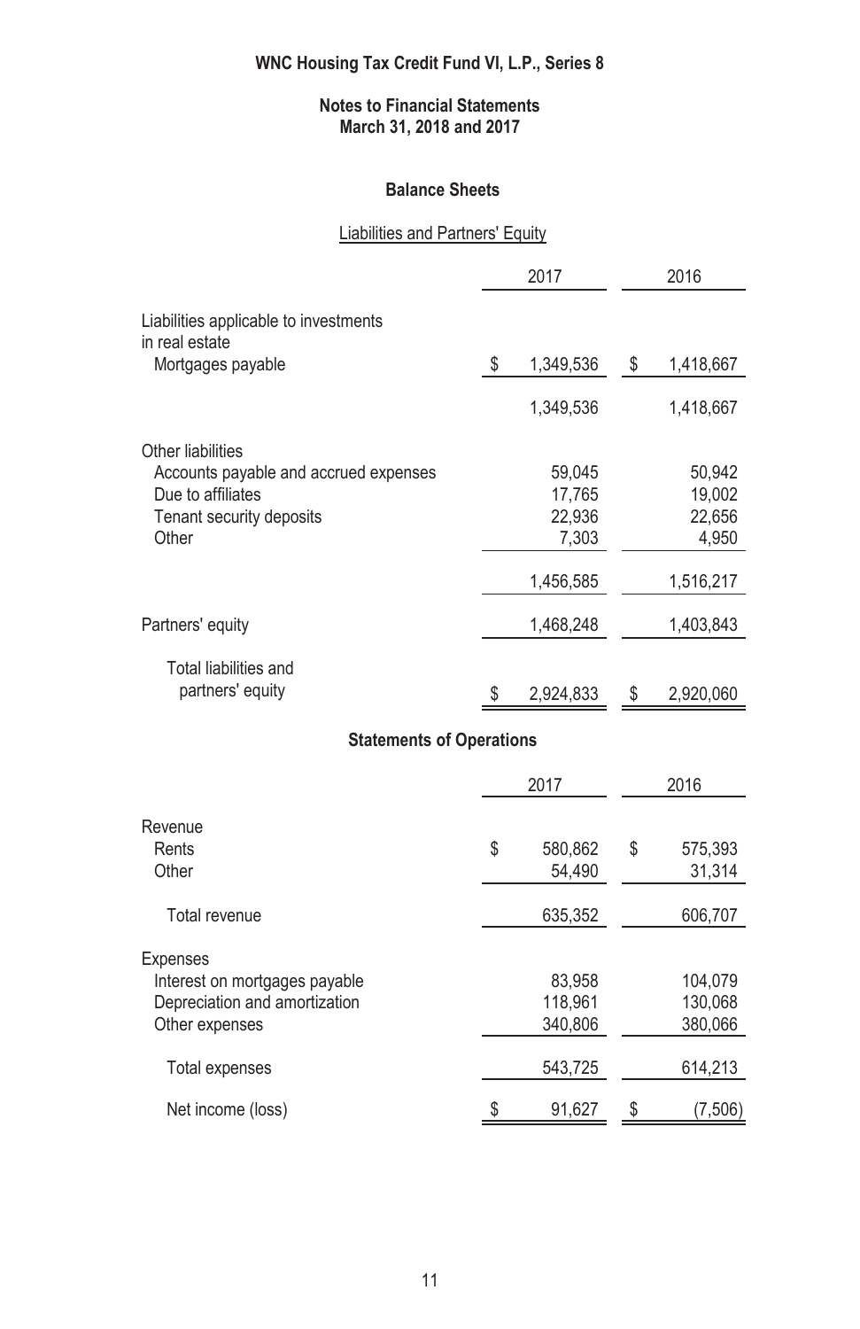# WNC Housing Tax Credit Fund VI, L.P., Series 8

## Notes to Financial Statements
## March 31, 2018 and 2017

### Balance Sheets

Liabilities and Partners' Equity

| | 2017 | 2016 |
|---|---|---|
| Liabilities applicable to investments in real estate | | |
| Mortgages payable | $ 1,349,536 | $ 1,418,667 |
| | 1,349,536 | 1,418,667 |
| Other liabilities | | |
| Accounts payable and accrued expenses | 59,045 | 50,942 |
| Due to affiliates | 17,765 | 19,002 |
| Tenant security deposits | 22,936 | 22,656 |
| Other | 7,303 | 4,950 |
| | 1,456,585 | 1,516,217 |
| Partners' equity | 1,468,248 | 1,403,843 |
| Total liabilities and partners' equity | $ 2,924,833 | $ 2,920,060 |

### Statements of Operations

| | 2017 | 2016 |
|---|---|---|
| Revenue | | |
| Rents | $ 580,862 | $ 575,393 |
| Other | 54,490 | 31,314 |
| Total revenue | 635,352 | 606,707 |
| Expenses | | |
| Interest on mortgages payable | 83,958 | 104,079 |
| Depreciation and amortization | 118,961 | 130,068 |
| Other expenses | 340,806 | 380,066 |
| Total expenses | 543,725 | 614,213 |
| Net income (loss) | $ 91,627 | $ (7,506) |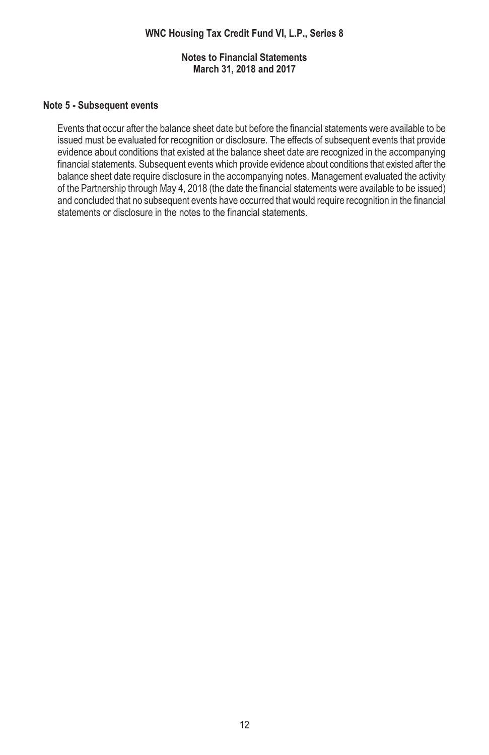### Note 5 - Subsequent events

Events that occur after the balance sheet date but before the financial statements were available to be issued must be evaluated for recognition or disclosure. The effects of subsequent events that provide evidence about conditions that existed at the balance sheet date are recognized in the accompanying financial statements. Subsequent events which provide evidence about conditions that existed after the balance sheet date require disclosure in the accompanying notes. Management evaluated the activity of the Partnership through May 4, 2018 (the date the financial statements were available to be issued) and concluded that no subsequent events have occurred that would require recognition in the financial statements or disclosure in the notes to the financial statements.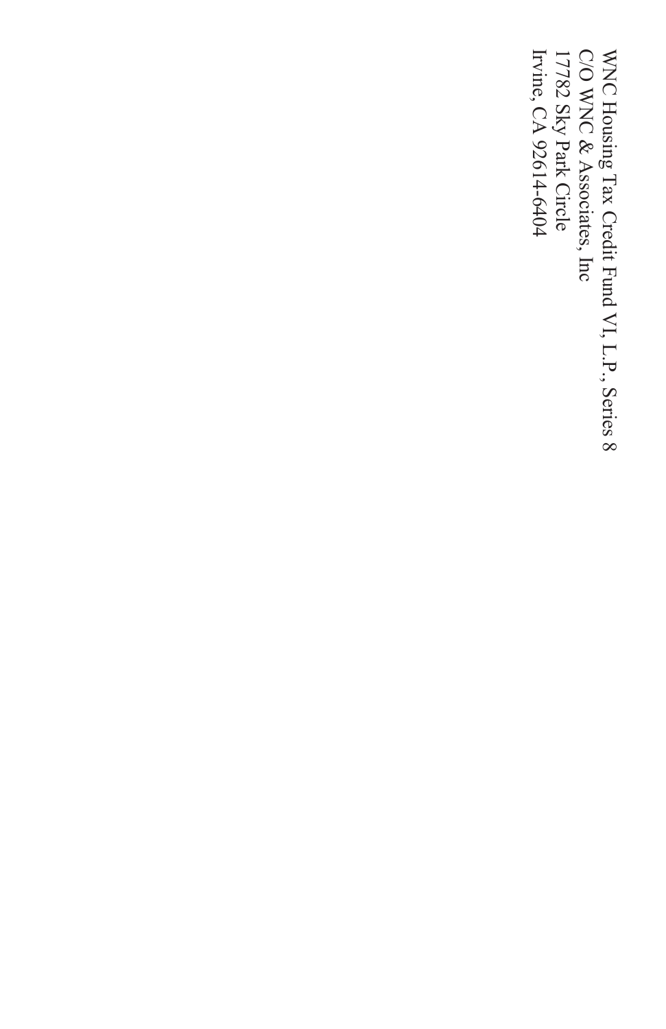WNC Housing Tax Credit Fund VI, L.P., Series 8
C/O WNC & Associates, Inc
17782 Sky Park Circle
Irvine, CA 92614-6404